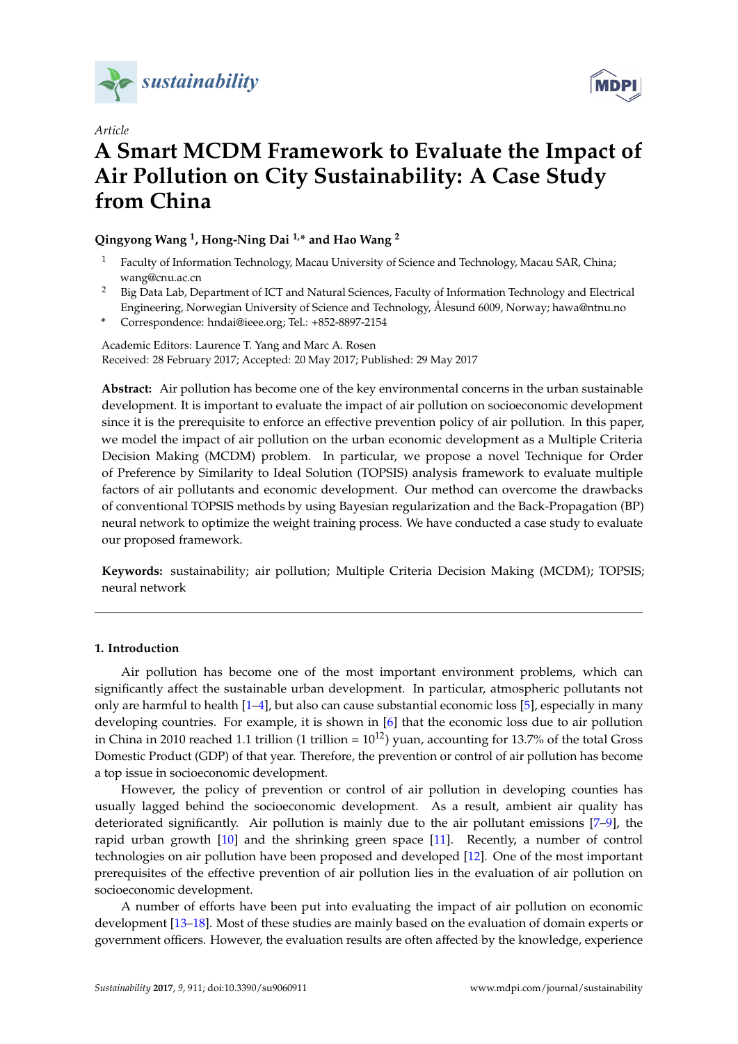*Article*

# A Smart MCDM Framework to Evaluate the Impact of Air Pollution on City Sustainability: A Case Study from China

**Qingyong Wang [1], Hong-Ning Dai [1,*] and Hao Wang [2]**

[1] Faculty of Information Technology, Macau University of Science and Technology, Macau SAR, China; wang@cnu.ac.cn

[2] Big Data Lab, Department of ICT and Natural Sciences, Faculty of Information Technology and Electrical Engineering, Norwegian University of Science and Technology, Ålesund 6009, Norway; hawa@ntnu.no

\* Correspondence: hndai@ieee.org; Tel.: +852-8897-2154

Academic Editors: Laurence T. Yang and Marc A. Rosen
Received: 28 February 2017; Accepted: 20 May 2017; Published: 29 May 2017

**Abstract:** Air pollution has become one of the key environmental concerns in the urban sustainable development. It is important to evaluate the impact of air pollution on socioeconomic development since it is the prerequisite to enforce an effective prevention policy of air pollution. In this paper, we model the impact of air pollution on the urban economic development as a Multiple Criteria Decision Making (MCDM) problem. In particular, we propose a novel Technique for Order of Preference by Similarity to Ideal Solution (TOPSIS) analysis framework to evaluate multiple factors of air pollutants and economic development. Our method can overcome the drawbacks of conventional TOPSIS methods by using Bayesian regularization and the Back-Propagation (BP) neural network to optimize the weight training process. We have conducted a case study to evaluate our proposed framework.

**Keywords:** sustainability; air pollution; Multiple Criteria Decision Making (MCDM); TOPSIS; neural network

## 1. Introduction

Air pollution has become one of the most important environment problems, which can significantly affect the sustainable urban development. In particular, atmospheric pollutants not only are harmful to health [1–4], but also can cause substantial economic loss [5], especially in many developing countries. For example, it is shown in [6] that the economic loss due to air pollution in China in 2010 reached 1.1 trillion (1 trillion = $10^{12}$) yuan, accounting for 13.7% of the total Gross Domestic Product (GDP) of that year. Therefore, the prevention or control of air pollution has become a top issue in socioeconomic development.

However, the policy of prevention or control of air pollution in developing counties has usually lagged behind the socioeconomic development. As a result, ambient air quality has deteriorated significantly. Air pollution is mainly due to the air pollutant emissions [7–9], the rapid urban growth [10] and the shrinking green space [11]. Recently, a number of control technologies on air pollution have been proposed and developed [12]. One of the most important prerequisites of the effective prevention of air pollution lies in the evaluation of air pollution on socioeconomic development.

A number of efforts have been put into evaluating the impact of air pollution on economic development [13–18]. Most of these studies are mainly based on the evaluation of domain experts or government officers. However, the evaluation results are often affected by the knowledge, experience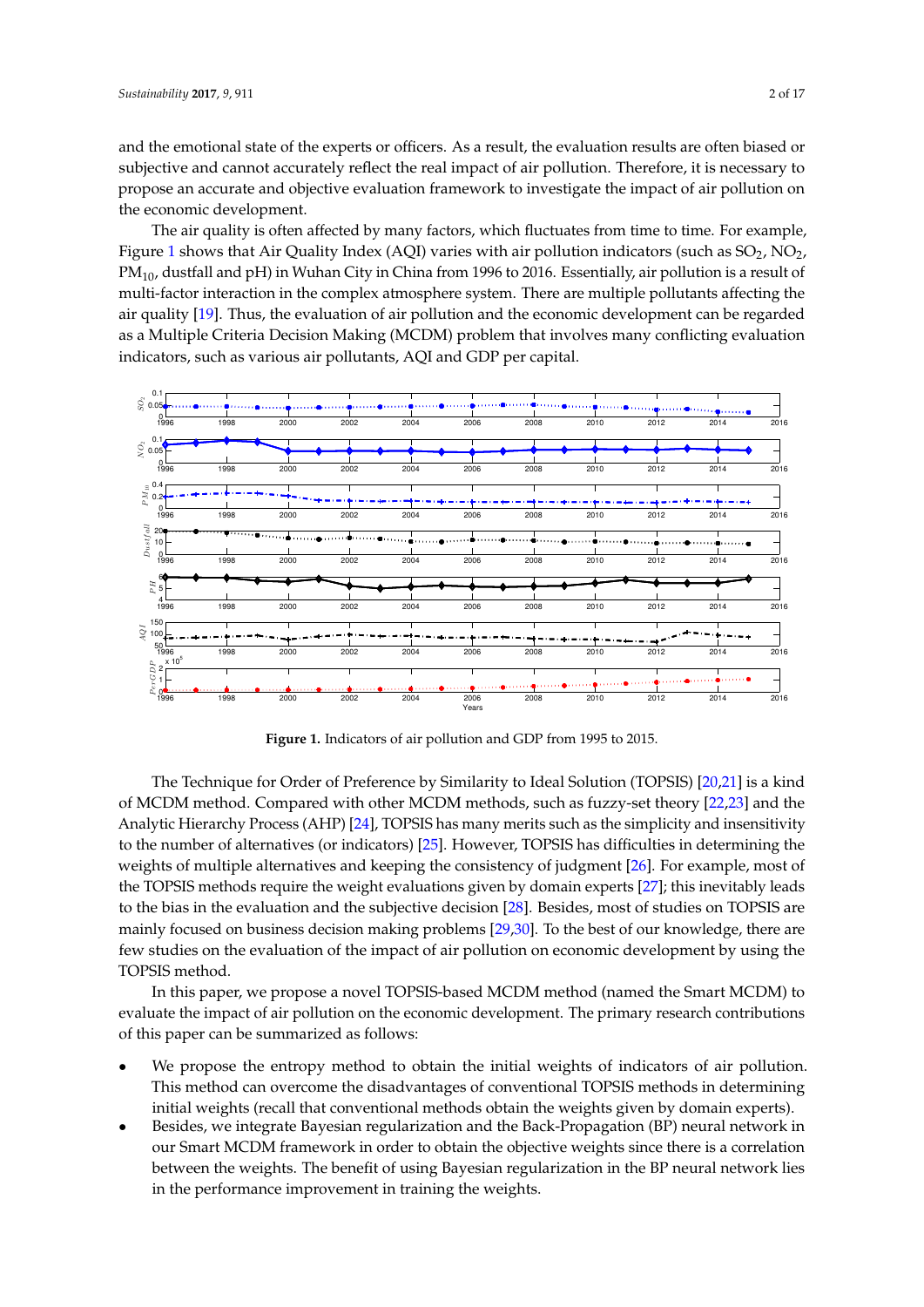and the emotional state of the experts or officers. As a result, the evaluation results are often biased or subjective and cannot accurately reflect the real impact of air pollution. Therefore, it is necessary to propose an accurate and objective evaluation framework to investigate the impact of air pollution on the economic development.

The air quality is often affected by many factors, which fluctuates from time to time. For example, Figure 1 shows that Air Quality Index (AQI) varies with air pollution indicators (such as $SO_2$, $NO_2$, $PM_{10}$, dustfall and pH) in Wuhan City in China from 1996 to 2016. Essentially, air pollution is a result of multi-factor interaction in the complex atmosphere system. There are multiple pollutants affecting the air quality [19]. Thus, the evaluation of air pollution and the economic development can be regarded as a Multiple Criteria Decision Making (MCDM) problem that involves many conflicting evaluation indicators, such as various air pollutants, AQI and GDP per capital.

**Figure 1.** Indicators of air pollution and GDP from 1995 to 2015.

The Technique for Order of Preference by Similarity to Ideal Solution (TOPSIS) [20,21] is a kind of MCDM method. Compared with other MCDM methods, such as fuzzy-set theory [22,23] and the Analytic Hierarchy Process (AHP) [24], TOPSIS has many merits such as the simplicity and insensitivity to the number of alternatives (or indicators) [25]. However, TOPSIS has difficulties in determining the weights of multiple alternatives and keeping the consistency of judgment [26]. For example, most of the TOPSIS methods require the weight evaluations given by domain experts [27]; this inevitably leads to the bias in the evaluation and the subjective decision [28]. Besides, most of studies on TOPSIS are mainly focused on business decision making problems [29,30]. To the best of our knowledge, there are few studies on the evaluation of the impact of air pollution on economic development by using the TOPSIS method.

In this paper, we propose a novel TOPSIS-based MCDM method (named the Smart MCDM) to evaluate the impact of air pollution on the economic development. The primary research contributions of this paper can be summarized as follows:

- We propose the entropy method to obtain the initial weights of indicators of air pollution. This method can overcome the disadvantages of conventional TOPSIS methods in determining initial weights (recall that conventional methods obtain the weights given by domain experts).
- Besides, we integrate Bayesian regularization and the Back-Propagation (BP) neural network in our Smart MCDM framework in order to obtain the objective weights since there is a correlation between the weights. The benefit of using Bayesian regularization in the BP neural network lies in the performance improvement in training the weights.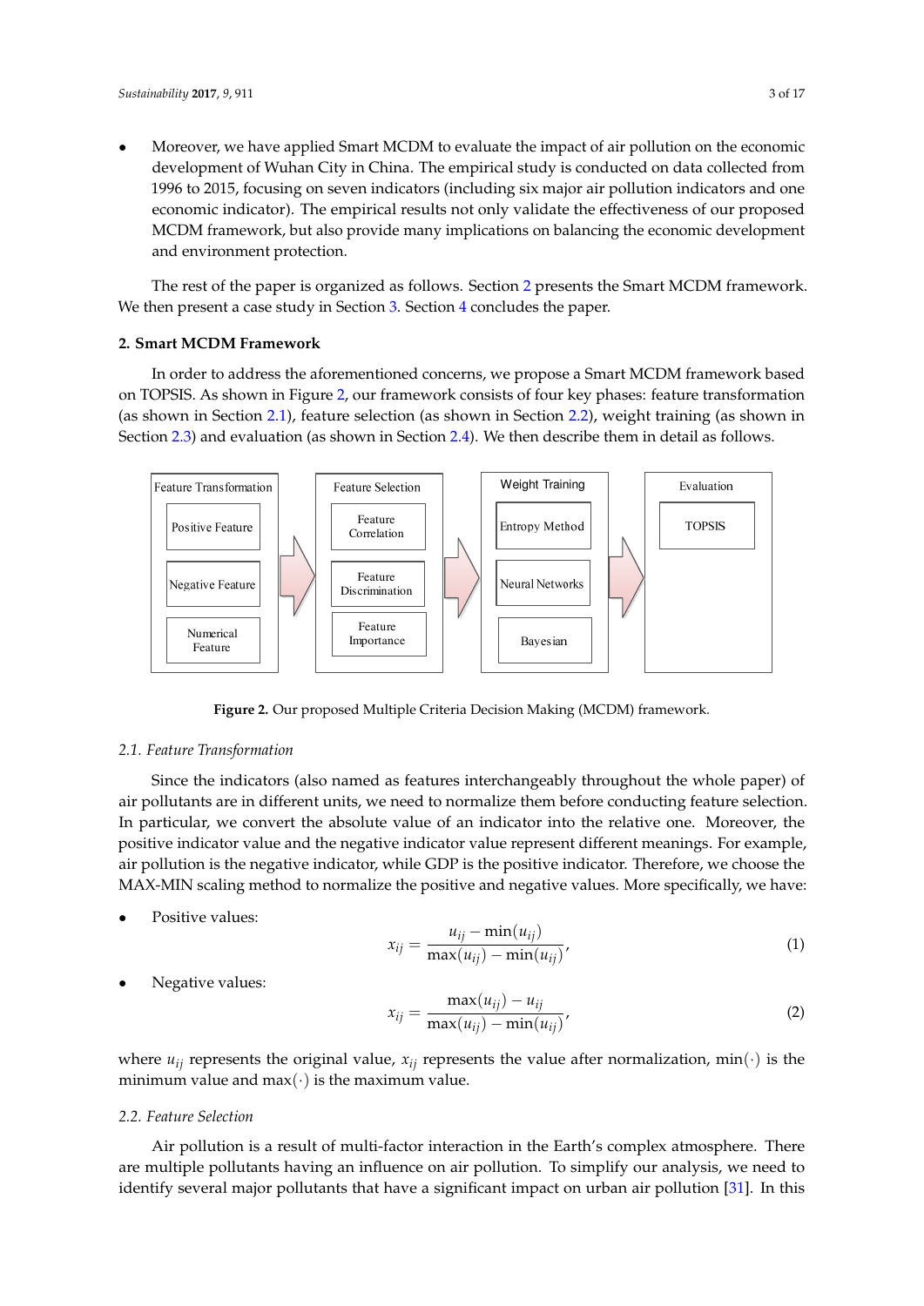- Moreover, we have applied Smart MCDM to evaluate the impact of air pollution on the economic development of Wuhan City in China. The empirical study is conducted on data collected from 1996 to 2015, focusing on seven indicators (including six major air pollution indicators and one economic indicator). The empirical results not only validate the effectiveness of our proposed MCDM framework, but also provide many implications on balancing the economic development and environment protection.

The rest of the paper is organized as follows. Section 2 presents the Smart MCDM framework. We then present a case study in Section 3. Section 4 concludes the paper.

## 2. Smart MCDM Framework

In order to address the aforementioned concerns, we propose a Smart MCDM framework based on TOPSIS. As shown in Figure 2, our framework consists of four key phases: feature transformation (as shown in Section 2.1), feature selection (as shown in Section 2.2), weight training (as shown in Section 2.3) and evaluation (as shown in Section 2.4). We then describe them in detail as follows.

| Feature Transformation | Feature Selection | Weight Training | Evaluation |
| --- | --- | --- | --- |
| Positive Feature | Feature Correlation | Entropy Method | TOPSIS |
| Negative Feature | Feature Discrimination | Neural Networks | |
| Numerical Feature | Feature Importance | Bayesian | |

**Figure 2.** Our proposed Multiple Criteria Decision Making (MCDM) framework.

### 2.1. Feature Transformation

Since the indicators (also named as features interchangeably throughout the whole paper) of air pollutants are in different units, we need to normalize them before conducting feature selection. In particular, we convert the absolute value of an indicator into the relative one. Moreover, the positive indicator value and the negative indicator value represent different meanings. For example, air pollution is the negative indicator, while GDP is the positive indicator. Therefore, we choose the MAX-MIN scaling method to normalize the positive and negative values. More specifically, we have:

- Positive values:

$$x_{ij} = \frac{u_{ij} - \min(u_{ij})}{\max(u_{ij}) - \min(u_{ij})}, \tag{1}$$

- Negative values:

$$x_{ij} = \frac{\max(u_{ij}) - u_{ij}}{\max(u_{ij}) - \min(u_{ij})}, \tag{2}$$

where $u_{ij}$ represents the original value, $x_{ij}$ represents the value after normalization, $\min(\cdot)$ is the minimum value and $\max(\cdot)$ is the maximum value.

### 2.2. Feature Selection

Air pollution is a result of multi-factor interaction in the Earth's complex atmosphere. There are multiple pollutants having an influence on air pollution. To simplify our analysis, we need to identify several major pollutants that have a significant impact on urban air pollution [31]. In this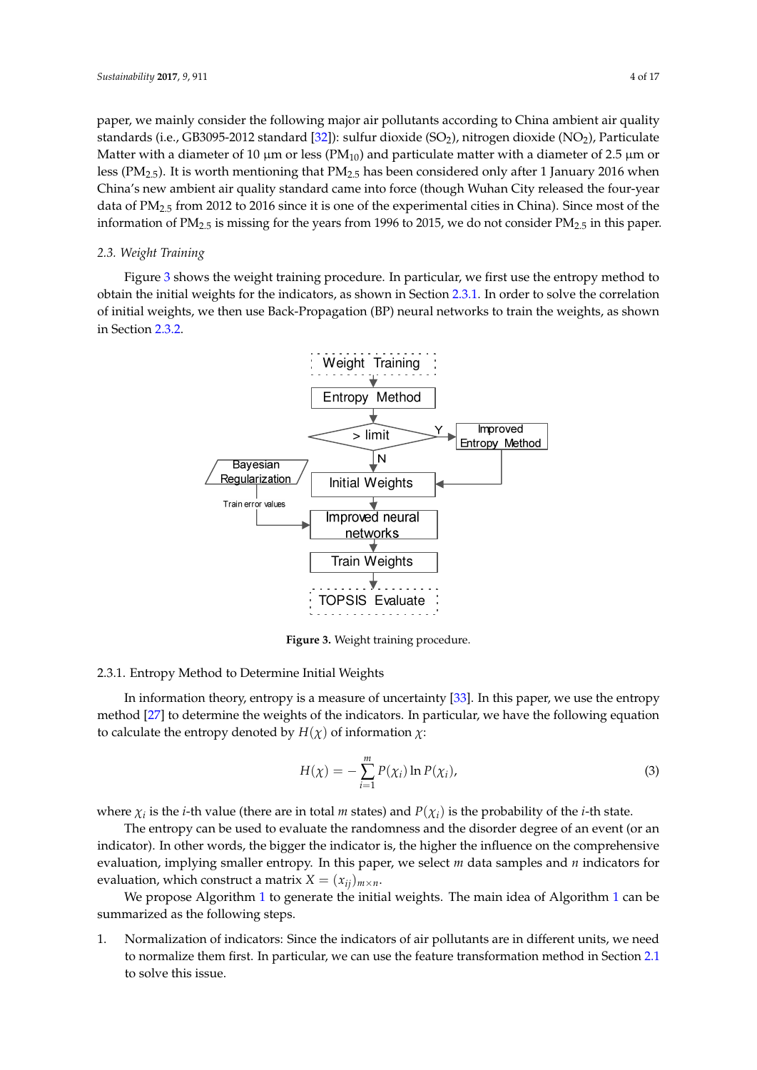paper, we mainly consider the following major air pollutants according to China ambient air quality standards (i.e., GB3095-2012 standard [32]): sulfur dioxide ($SO_2$), nitrogen dioxide ($NO_2$), Particulate Matter with a diameter of 10 μm or less ($PM_{10}$) and particulate matter with a diameter of 2.5 μm or less ($PM_{2.5}$). It is worth mentioning that $PM_{2.5}$ has been considered only after 1 January 2016 when China's new ambient air quality standard came into force (though Wuhan City released the four-year data of $PM_{2.5}$ from 2012 to 2016 since it is one of the experimental cities in China). Since most of the information of $PM_{2.5}$ is missing for the years from 1996 to 2015, we do not consider $PM_{2.5}$ in this paper.

### 2.3. Weight Training

Figure 3 shows the weight training procedure. In particular, we first use the entropy method to obtain the initial weights for the indicators, as shown in Section 2.3.1. In order to solve the correlation of initial weights, we then use Back-Propagation (BP) neural networks to train the weights, as shown in Section 2.3.2.

**Figure 3.** Weight training procedure.

#### 2.3.1. Entropy Method to Determine Initial Weights

In information theory, entropy is a measure of uncertainty [33]. In this paper, we use the entropy method [27] to determine the weights of the indicators. In particular, we have the following equation to calculate the entropy denoted by $H(\chi)$ of information $\chi$:

$$H(\chi) = -\sum_{i=1}^{m} P(\chi_i) \ln P(\chi_i), \tag{3}$$

where $\chi_i$ is the $i$-th value (there are in total $m$ states) and $P(\chi_i)$ is the probability of the $i$-th state.

The entropy can be used to evaluate the randomness and the disorder degree of an event (or an indicator). In other words, the bigger the indicator is, the higher the influence on the comprehensive evaluation, implying smaller entropy. In this paper, we select $m$ data samples and $n$ indicators for evaluation, which construct a matrix $X = (x_{ij})_{m \times n}$.

We propose Algorithm 1 to generate the initial weights. The main idea of Algorithm 1 can be summarized as the following steps.

1. Normalization of indicators: Since the indicators of air pollutants are in different units, we need to normalize them first. In particular, we can use the feature transformation method in Section 2.1 to solve this issue.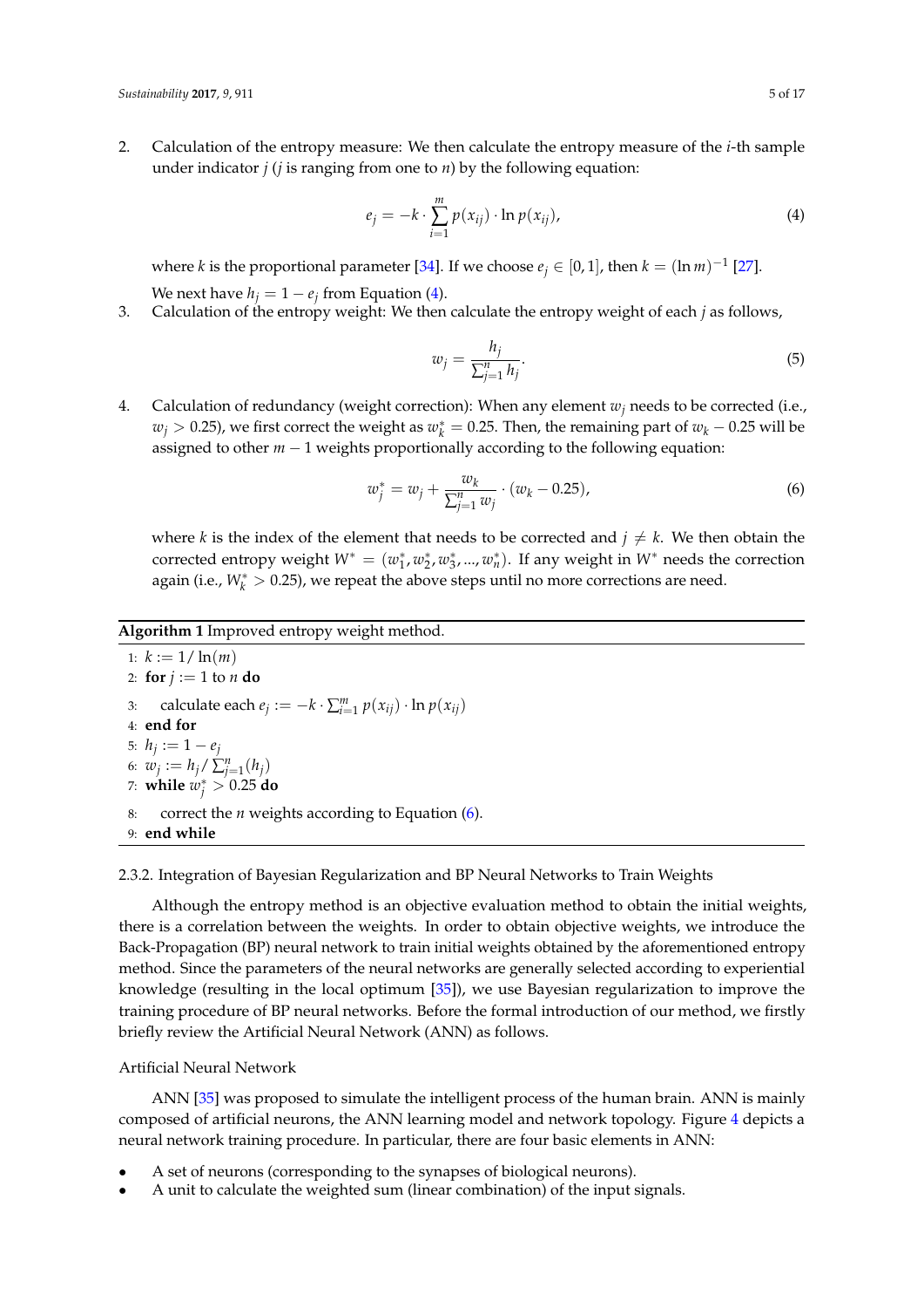2. Calculation of the entropy measure: We then calculate the entropy measure of the $i$-th sample under indicator $j$ ($j$ is ranging from one to $n$) by the following equation:

$$e_j = -k \cdot \sum_{i=1}^{m} p(x_{ij}) \cdot \ln p(x_{ij}), \tag{4}$$

where $k$ is the proportional parameter [34]. If we choose $e_j \in [0, 1]$, then $k = (\ln m)^{-1}$ [27].

We next have $h_j = 1 - e_j$ from Equation (4).

3. Calculation of the entropy weight: We then calculate the entropy weight of each $j$ as follows,

$$w_j = \frac{h_j}{\sum_{j=1}^{n} h_j}. \tag{5}$$

4. Calculation of redundancy (weight correction): When any element $w_j$ needs to be corrected (i.e., $w_j > 0.25$), we first correct the weight as $w_k^* = 0.25$. Then, the remaining part of $w_k - 0.25$ will be assigned to other $m - 1$ weights proportionally according to the following equation:

$$w_j^* = w_j + \frac{w_k}{\sum_{j=1}^{n} w_j} \cdot (w_k - 0.25), \tag{6}$$

where $k$ is the index of the element that needs to be corrected and $j \neq k$. We then obtain the corrected entropy weight $W^* = (w_1^*, w_2^*, w_3^*, ..., w_n^*)$. If any weight in $W^*$ needs the correction again (i.e., $W_k^* > 0.25$), we repeat the above steps until no more corrections are need.

**Algorithm 1** Improved entropy weight method.

```
1: k := 1/ ln(m)
2: for j := 1 to n do
3:     calculate each e_j := −k · Σ_{i=1}^{m} p(x_ij) · ln p(x_ij)
4: end for
5: h_j := 1 − e_j
6: w_j := h_j / Σ_{j=1}^{n}(h_j)
7: while w_j^* > 0.25 do
8:     correct the n weights according to Equation (6).
9: end while
```

2.3.2. Integration of Bayesian Regularization and BP Neural Networks to Train Weights

Although the entropy method is an objective evaluation method to obtain the initial weights, there is a correlation between the weights. In order to obtain objective weights, we introduce the Back-Propagation (BP) neural network to train initial weights obtained by the aforementioned entropy method. Since the parameters of the neural networks are generally selected according to experiential knowledge (resulting in the local optimum [35]), we use Bayesian regularization to improve the training procedure of BP neural networks. Before the formal introduction of our method, we firstly briefly review the Artificial Neural Network (ANN) as follows.

Artificial Neural Network

ANN [35] was proposed to simulate the intelligent process of the human brain. ANN is mainly composed of artificial neurons, the ANN learning model and network topology. Figure 4 depicts a neural network training procedure. In particular, there are four basic elements in ANN:

- A set of neurons (corresponding to the synapses of biological neurons).
- A unit to calculate the weighted sum (linear combination) of the input signals.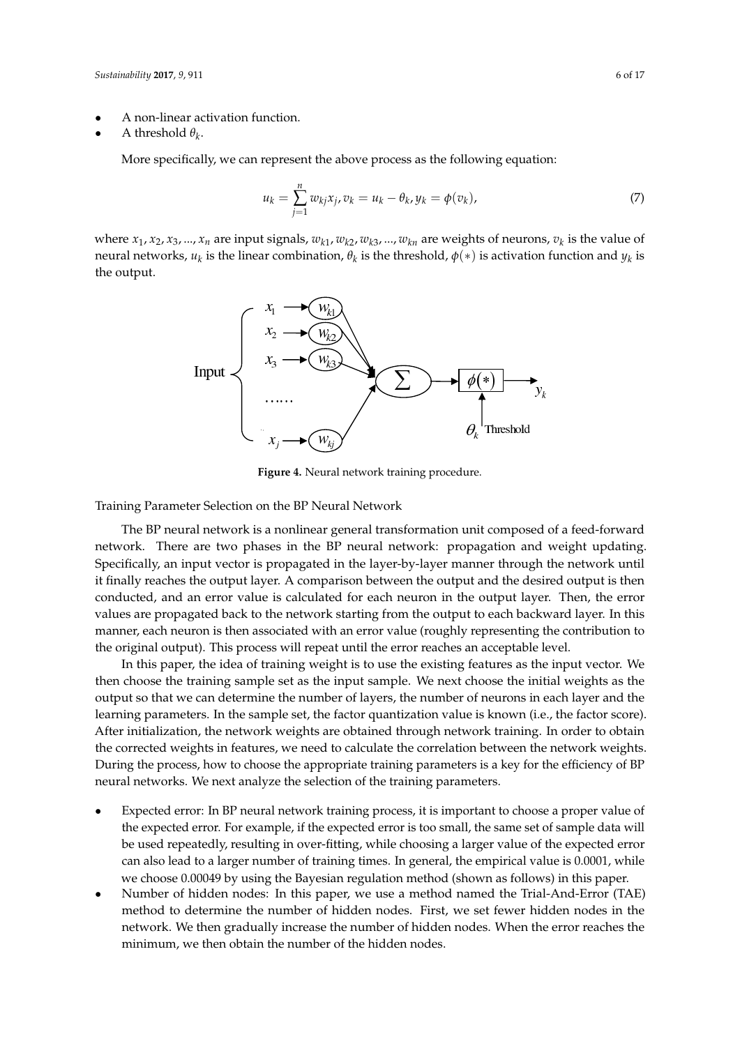- A non-linear activation function.
- A threshold $\theta_k$.

More specifically, we can represent the above process as the following equation:

$$u_k = \sum_{j=1}^{n} w_{kj}x_j, v_k = u_k - \theta_k, y_k = \phi(v_k), \tag{7}$$

where $x_1, x_2, x_3, ..., x_n$ are input signals, $w_{k1}, w_{k2}, w_{k3}, ..., w_{kn}$ are weights of neurons, $v_k$ is the value of neural networks, $u_k$ is the linear combination, $\theta_k$ is the threshold, $\phi(*)$ is activation function and $y_k$ is the output.

**Figure 4.** Neural network training procedure.

Training Parameter Selection on the BP Neural Network

The BP neural network is a nonlinear general transformation unit composed of a feed-forward network. There are two phases in the BP neural network: propagation and weight updating. Specifically, an input vector is propagated in the layer-by-layer manner through the network until it finally reaches the output layer. A comparison between the output and the desired output is then conducted, and an error value is calculated for each neuron in the output layer. Then, the error values are propagated back to the network starting from the output to each backward layer. In this manner, each neuron is then associated with an error value (roughly representing the contribution to the original output). This process will repeat until the error reaches an acceptable level.

In this paper, the idea of training weight is to use the existing features as the input vector. We then choose the training sample set as the input sample. We next choose the initial weights as the output so that we can determine the number of layers, the number of neurons in each layer and the learning parameters. In the sample set, the factor quantization value is known (i.e., the factor score). After initialization, the network weights are obtained through network training. In order to obtain the corrected weights in features, we need to calculate the correlation between the network weights. During the process, how to choose the appropriate training parameters is a key for the efficiency of BP neural networks. We next analyze the selection of the training parameters.

- Expected error: In BP neural network training process, it is important to choose a proper value of the expected error. For example, if the expected error is too small, the same set of sample data will be used repeatedly, resulting in over-fitting, while choosing a larger value of the expected error can also lead to a larger number of training times. In general, the empirical value is 0.0001, while we choose 0.00049 by using the Bayesian regulation method (shown as follows) in this paper.
- Number of hidden nodes: In this paper, we use a method named the Trial-And-Error (TAE) method to determine the number of hidden nodes. First, we set fewer hidden nodes in the network. We then gradually increase the number of hidden nodes. When the error reaches the minimum, we then obtain the number of the hidden nodes.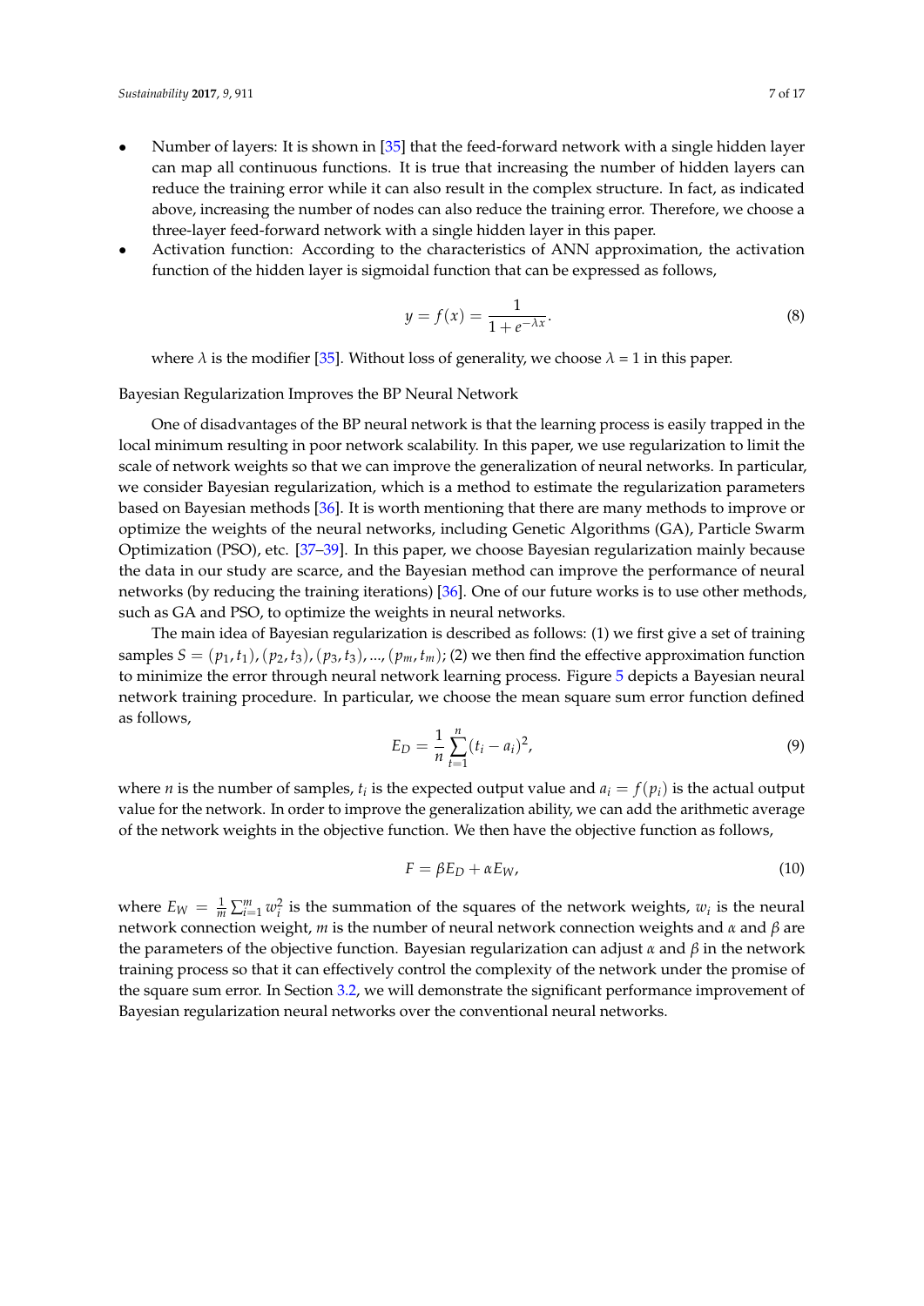- Number of layers: It is shown in [35] that the feed-forward network with a single hidden layer can map all continuous functions. It is true that increasing the number of hidden layers can reduce the training error while it can also result in the complex structure. In fact, as indicated above, increasing the number of nodes can also reduce the training error. Therefore, we choose a three-layer feed-forward network with a single hidden layer in this paper.
- Activation function: According to the characteristics of ANN approximation, the activation function of the hidden layer is sigmoidal function that can be expressed as follows,

$$y = f(x) = \frac{1}{1 + e^{-\lambda x}}. \tag{8}$$

where $\lambda$ is the modifier [35]. Without loss of generality, we choose $\lambda$ = 1 in this paper.

Bayesian Regularization Improves the BP Neural Network

One of disadvantages of the BP neural network is that the learning process is easily trapped in the local minimum resulting in poor network scalability. In this paper, we use regularization to limit the scale of network weights so that we can improve the generalization of neural networks. In particular, we consider Bayesian regularization, which is a method to estimate the regularization parameters based on Bayesian methods [36]. It is worth mentioning that there are many methods to improve or optimize the weights of the neural networks, including Genetic Algorithms (GA), Particle Swarm Optimization (PSO), etc. [37–39]. In this paper, we choose Bayesian regularization mainly because the data in our study are scarce, and the Bayesian method can improve the performance of neural networks (by reducing the training iterations) [36]. One of our future works is to use other methods, such as GA and PSO, to optimize the weights in neural networks.

The main idea of Bayesian regularization is described as follows: (1) we first give a set of training samples $S = (p_1, t_1), (p_2, t_3), (p_3, t_3), ..., (p_m, t_m)$; (2) we then find the effective approximation function to minimize the error through neural network learning process. Figure 5 depicts a Bayesian neural network training procedure. In particular, we choose the mean square sum error function defined as follows,

$$E_D = \frac{1}{n}\sum_{t=1}^{n}(t_i - a_i)^2, \tag{9}$$

where $n$ is the number of samples, $t_i$ is the expected output value and $a_i = f(p_i)$ is the actual output value for the network. In order to improve the generalization ability, we can add the arithmetic average of the network weights in the objective function. We then have the objective function as follows,

$$F = \beta E_D + \alpha E_W, \tag{10}$$

where $E_W = \frac{1}{m}\sum_{i=1}^{m} w_i^2$ is the summation of the squares of the network weights, $w_i$ is the neural network connection weight, $m$ is the number of neural network connection weights and $\alpha$ and $\beta$ are the parameters of the objective function. Bayesian regularization can adjust $\alpha$ and $\beta$ in the network training process so that it can effectively control the complexity of the network under the promise of the square sum error. In Section 3.2, we will demonstrate the significant performance improvement of Bayesian regularization neural networks over the conventional neural networks.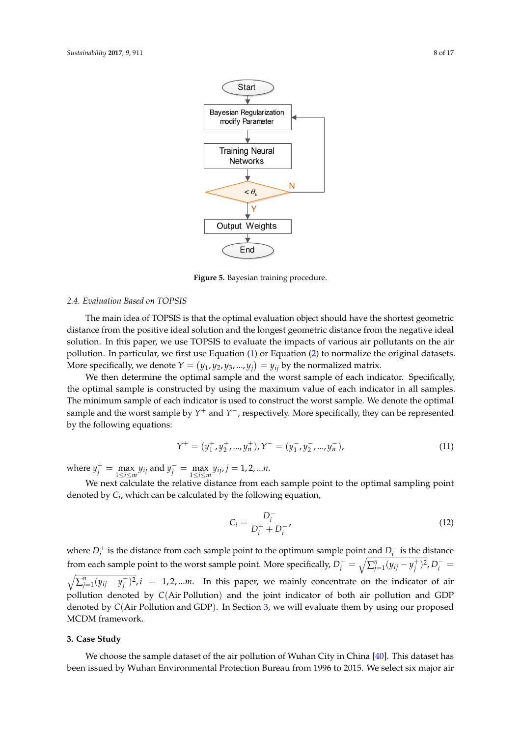Figure 5. Bayesian training procedure.

### 2.4. Evaluation Based on TOPSIS

The main idea of TOPSIS is that the optimal evaluation object should have the shortest geometric distance from the positive ideal solution and the longest geometric distance from the negative ideal solution. In this paper, we use TOPSIS to evaluate the impacts of various air pollutants on the air pollution. In particular, we first use Equation (1) or Equation (2) to normalize the original datasets. More specifically, we denote $Y = (y_1, y_2, y_3, \ldots, y_j) = y_{ij}$ by the normalized matrix.

We then determine the optimal sample and the worst sample of each indicator. Specifically, the optimal sample is constructed by using the maximum value of each indicator in all samples. The minimum sample of each indicator is used to construct the worst sample. We denote the optimal sample and the worst sample by $Y^+$ and $Y^-$, respectively. More specifically, they can be represented by the following equations:

$$Y^+ = (y_1^+, y_2^+, \ldots, y_n^+), Y^- = (y_1^-, y_2^-, \ldots, y_n^-), \tag{11}$$

where $y_j^+ = \max_{1 \le i \le m} y_{ij}$ and $y_j^- = \max_{1 \le i \le m} y_{ij}, j = 1, 2, \ldots n$.

We next calculate the relative distance from each sample point to the optimal sampling point denoted by $C_i$, which can be calculated by the following equation,

$$C_i = \frac{D_i^-}{D_i^+ + D_i^-}, \tag{12}$$

where $D_i^+$ is the distance from each sample point to the optimum sample point and $D_i^-$ is the distance from each sample point to the worst sample point. More specifically, $D_i^+ = \sqrt{\sum_{j=1}^n (y_{ij} - y_j^+)^2}, D_i^- = \sqrt{\sum_{j=1}^n (y_{ij} - y_j^-)^2}, i = 1, 2, \ldots m$. In this paper, we mainly concentrate on the indicator of air pollution denoted by $C(\text{Air Pollution})$ and the joint indicator of both air pollution and GDP denoted by $C(\text{Air Pollution and GDP})$. In Section 3, we will evaluate them by using our proposed MCDM framework.

## 3. Case Study

We choose the sample dataset of the air pollution of Wuhan City in China [40]. This dataset has been issued by Wuhan Environmental Protection Bureau from 1996 to 2015. We select six major air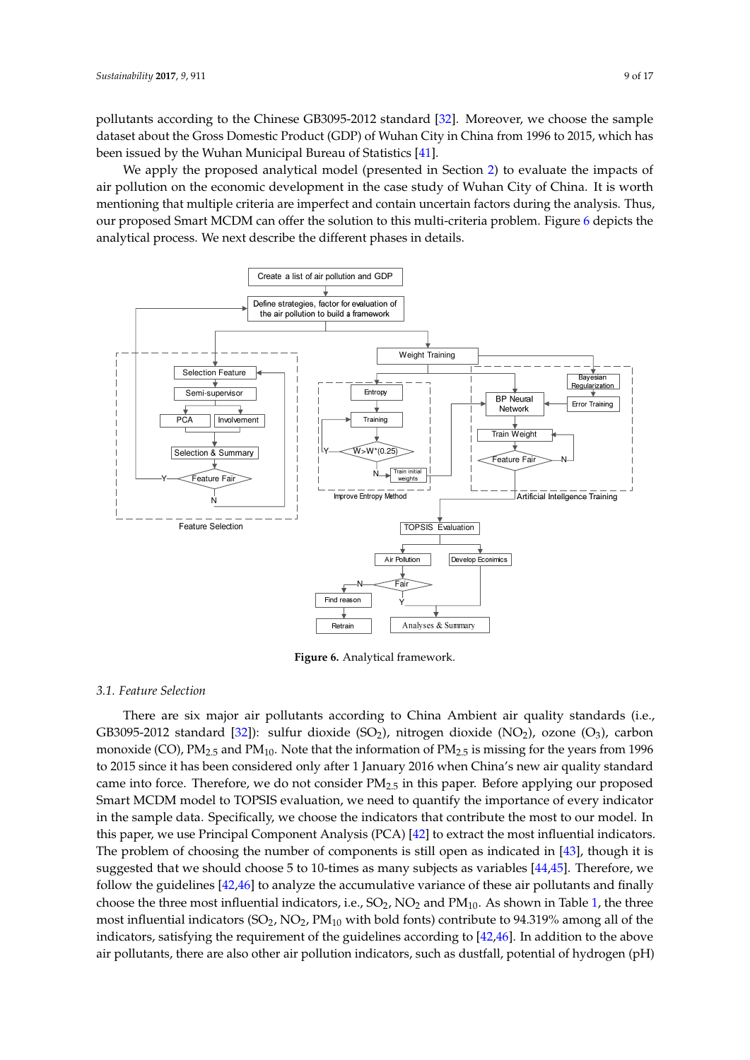pollutants according to the Chinese GB3095-2012 standard [32]. Moreover, we choose the sample dataset about the Gross Domestic Product (GDP) of Wuhan City in China from 1996 to 2015, which has been issued by the Wuhan Municipal Bureau of Statistics [41].

We apply the proposed analytical model (presented in Section 2) to evaluate the impacts of air pollution on the economic development in the case study of Wuhan City of China. It is worth mentioning that multiple criteria are imperfect and contain uncertain factors during the analysis. Thus, our proposed Smart MCDM can offer the solution to this multi-criteria problem. Figure 6 depicts the analytical process. We next describe the different phases in details.

**Figure 6.** Analytical framework.

### 3.1. Feature Selection

There are six major air pollutants according to China Ambient air quality standards (i.e., GB3095-2012 standard [32]): sulfur dioxide ($SO_2$), nitrogen dioxide ($NO_2$), ozone ($O_3$), carbon monoxide (CO), $PM_{2.5}$ and $PM_{10}$. Note that the information of $PM_{2.5}$ is missing for the years from 1996 to 2015 since it has been considered only after 1 January 2016 when China's new air quality standard came into force. Therefore, we do not consider $PM_{2.5}$ in this paper. Before applying our proposed Smart MCDM model to TOPSIS evaluation, we need to quantify the importance of every indicator in the sample data. Specifically, we choose the indicators that contribute the most to our model. In this paper, we use Principal Component Analysis (PCA) [42] to extract the most influential indicators. The problem of choosing the number of components is still open as indicated in [43], though it is suggested that we should choose 5 to 10-times as many subjects as variables [44,45]. Therefore, we follow the guidelines [42,46] to analyze the accumulative variance of these air pollutants and finally choose the three most influential indicators, i.e., $SO_2$, $NO_2$ and $PM_{10}$. As shown in Table 1, the three most influential indicators ($SO_2$, $NO_2$, $PM_{10}$ with bold fonts) contribute to 94.319% among all of the indicators, satisfying the requirement of the guidelines according to [42,46]. In addition to the above air pollutants, there are also other air pollution indicators, such as dustfall, potential of hydrogen (pH)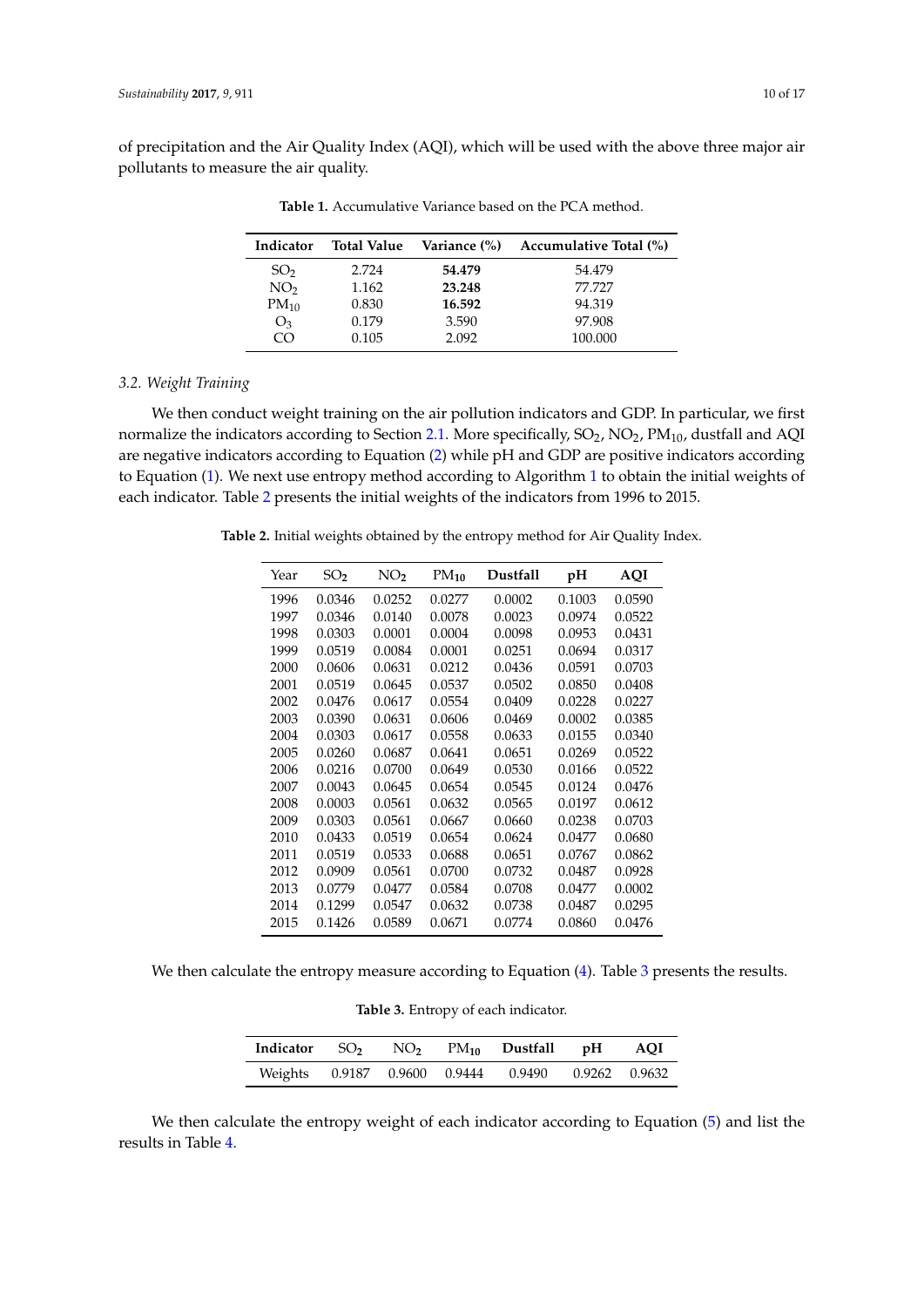of precipitation and the Air Quality Index (AQI), which will be used with the above three major air pollutants to measure the air quality.

**Table 1.** Accumulative Variance based on the PCA method.

| Indicator | Total Value | Variance (%) | Accumulative Total (%) |
|---|---|---|---|
| $SO_2$ | 2.724 | **54.479** | 54.479 |
| $NO_2$ | 1.162 | **23.248** | 77.727 |
| $PM_{10}$ | 0.830 | **16.592** | 94.319 |
| $O_3$ | 0.179 | 3.590 | 97.908 |
| CO | 0.105 | 2.092 | 100.000 |

### 3.2. Weight Training

We then conduct weight training on the air pollution indicators and GDP. In particular, we first normalize the indicators according to Section 2.1. More specifically, $SO_2$, $NO_2$, $PM_{10}$, dustfall and AQI are negative indicators according to Equation (2) while pH and GDP are positive indicators according to Equation (1). We next use entropy method according to Algorithm 1 to obtain the initial weights of each indicator. Table 2 presents the initial weights of the indicators from 1996 to 2015.

**Table 2.** Initial weights obtained by the entropy method for Air Quality Index.

| Year | $SO_2$ | $NO_2$ | $PM_{10}$ | Dustfall | pH | AQI |
|---|---|---|---|---|---|---|
| 1996 | 0.0346 | 0.0252 | 0.0277 | 0.0002 | 0.1003 | 0.0590 |
| 1997 | 0.0346 | 0.0140 | 0.0078 | 0.0023 | 0.0974 | 0.0522 |
| 1998 | 0.0303 | 0.0001 | 0.0004 | 0.0098 | 0.0953 | 0.0431 |
| 1999 | 0.0519 | 0.0084 | 0.0001 | 0.0251 | 0.0694 | 0.0317 |
| 2000 | 0.0606 | 0.0631 | 0.0212 | 0.0436 | 0.0591 | 0.0703 |
| 2001 | 0.0519 | 0.0645 | 0.0537 | 0.0502 | 0.0850 | 0.0408 |
| 2002 | 0.0476 | 0.0617 | 0.0554 | 0.0409 | 0.0228 | 0.0227 |
| 2003 | 0.0390 | 0.0631 | 0.0606 | 0.0469 | 0.0002 | 0.0385 |
| 2004 | 0.0303 | 0.0617 | 0.0558 | 0.0633 | 0.0155 | 0.0340 |
| 2005 | 0.0260 | 0.0687 | 0.0641 | 0.0651 | 0.0269 | 0.0522 |
| 2006 | 0.0216 | 0.0700 | 0.0649 | 0.0530 | 0.0166 | 0.0522 |
| 2007 | 0.0043 | 0.0645 | 0.0654 | 0.0545 | 0.0124 | 0.0476 |
| 2008 | 0.0003 | 0.0561 | 0.0632 | 0.0565 | 0.0197 | 0.0612 |
| 2009 | 0.0303 | 0.0561 | 0.0667 | 0.0660 | 0.0238 | 0.0703 |
| 2010 | 0.0433 | 0.0519 | 0.0654 | 0.0624 | 0.0477 | 0.0680 |
| 2011 | 0.0519 | 0.0533 | 0.0688 | 0.0651 | 0.0767 | 0.0862 |
| 2012 | 0.0909 | 0.0561 | 0.0700 | 0.0732 | 0.0487 | 0.0928 |
| 2013 | 0.0779 | 0.0477 | 0.0584 | 0.0708 | 0.0477 | 0.0002 |
| 2014 | 0.1299 | 0.0547 | 0.0632 | 0.0738 | 0.0487 | 0.0295 |
| 2015 | 0.1426 | 0.0589 | 0.0671 | 0.0774 | 0.0860 | 0.0476 |

We then calculate the entropy measure according to Equation (4). Table 3 presents the results.

**Table 3.** Entropy of each indicator.

| Indicator | $SO_2$ | $NO_2$ | $PM_{10}$ | Dustfall | pH | AQI |
|---|---|---|---|---|---|---|
| Weights | 0.9187 | 0.9600 | 0.9444 | 0.9490 | 0.9262 | 0.9632 |

We then calculate the entropy weight of each indicator according to Equation (5) and list the results in Table 4.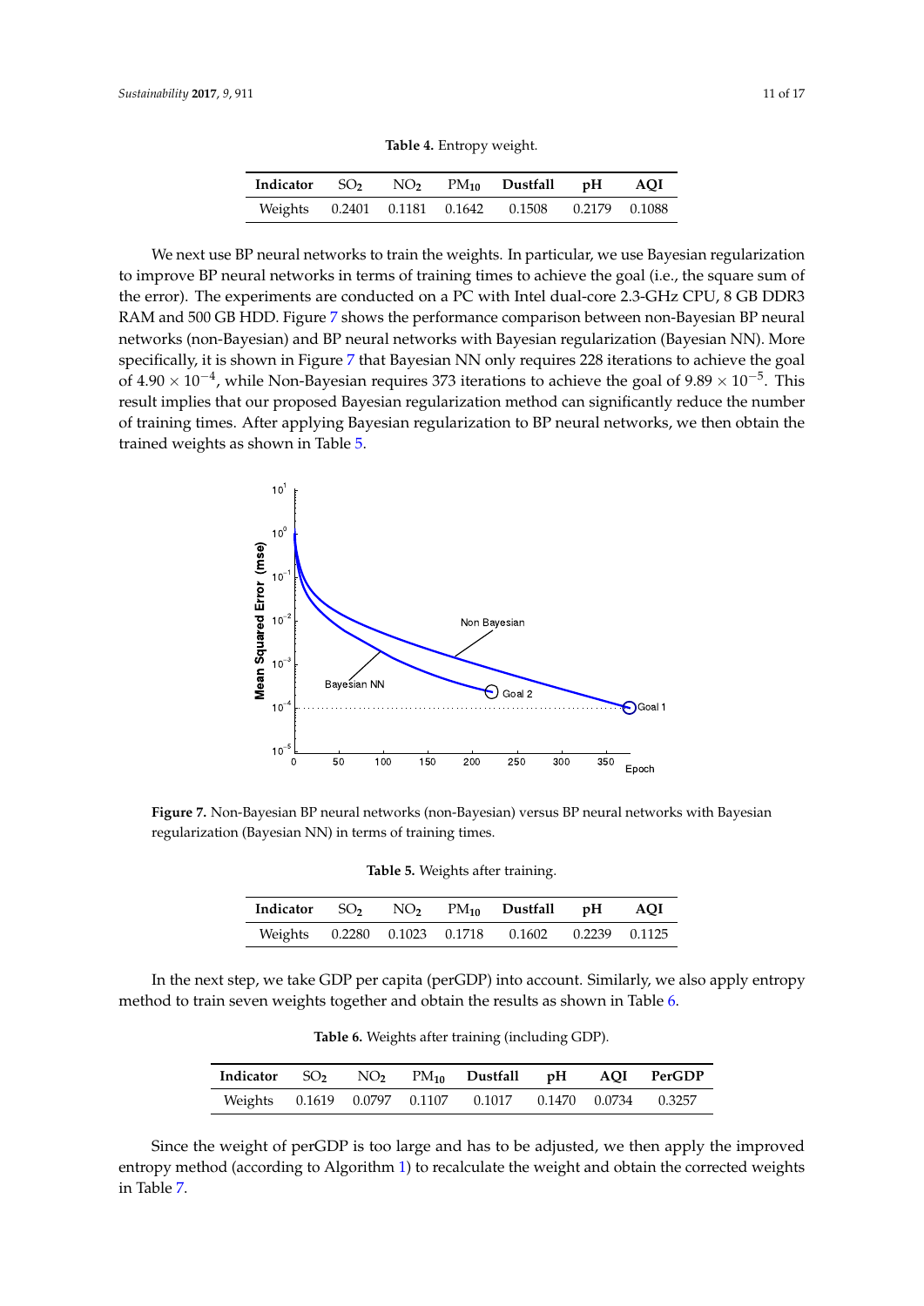**Table 4.** Entropy weight.

| Indicator | $SO_2$ | $NO_2$ | $PM_{10}$ | Dustfall | pH | AQI |
|---|---|---|---|---|---|---|
| Weights | 0.2401 | 0.1181 | 0.1642 | 0.1508 | 0.2179 | 0.1088 |

We next use BP neural networks to train the weights. In particular, we use Bayesian regularization to improve BP neural networks in terms of training times to achieve the goal (i.e., the square sum of the error). The experiments are conducted on a PC with Intel dual-core 2.3-GHz CPU, 8 GB DDR3 RAM and 500 GB HDD. Figure 7 shows the performance comparison between non-Bayesian BP neural networks (non-Bayesian) and BP neural networks with Bayesian regularization (Bayesian NN). More specifically, it is shown in Figure 7 that Bayesian NN only requires 228 iterations to achieve the goal of $4.90 \times 10^{-4}$, while Non-Bayesian requires 373 iterations to achieve the goal of $9.89 \times 10^{-5}$. This result implies that our proposed Bayesian regularization method can significantly reduce the number of training times. After applying Bayesian regularization to BP neural networks, we then obtain the trained weights as shown in Table 5.

**Figure 7.** Non-Bayesian BP neural networks (non-Bayesian) versus BP neural networks with Bayesian regularization (Bayesian NN) in terms of training times.

**Table 5.** Weights after training.

| Indicator | $SO_2$ | $NO_2$ | $PM_{10}$ | Dustfall | pH | AQI |
|---|---|---|---|---|---|---|
| Weights | 0.2280 | 0.1023 | 0.1718 | 0.1602 | 0.2239 | 0.1125 |

In the next step, we take GDP per capita (perGDP) into account. Similarly, we also apply entropy method to train seven weights together and obtain the results as shown in Table 6.

**Table 6.** Weights after training (including GDP).

| Indicator | $SO_2$ | $NO_2$ | $PM_{10}$ | Dustfall | pH | AQI | PerGDP |
|---|---|---|---|---|---|---|---|
| Weights | 0.1619 | 0.0797 | 0.1107 | 0.1017 | 0.1470 | 0.0734 | 0.3257 |

Since the weight of perGDP is too large and has to be adjusted, we then apply the improved entropy method (according to Algorithm 1) to recalculate the weight and obtain the corrected weights in Table 7.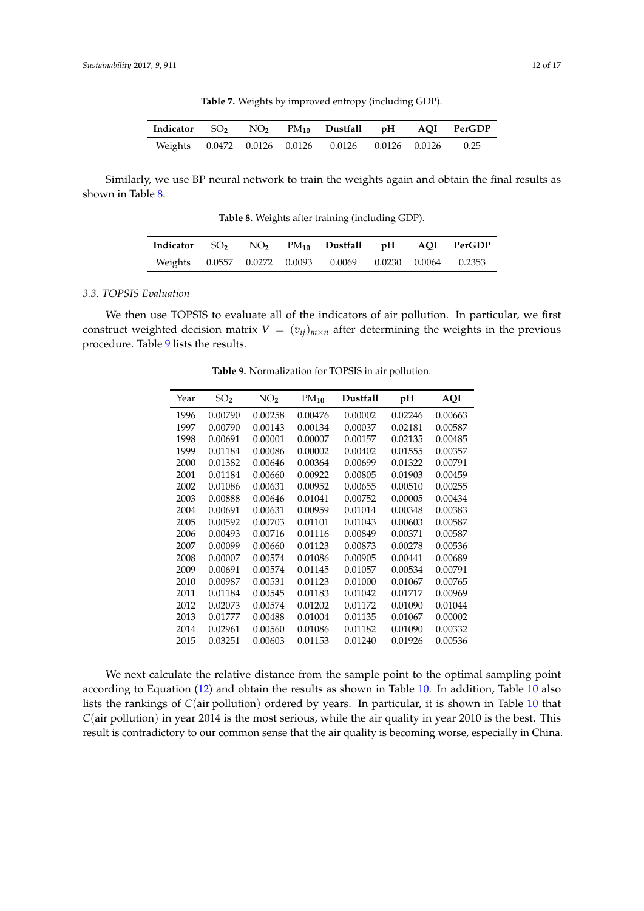**Table 7.** Weights by improved entropy (including GDP).

| Indicator | $SO_2$ | $NO_2$ | $PM_{10}$ | Dustfall | pH | AQI | PerGDP |
|---|---|---|---|---|---|---|---|
| Weights | 0.0472 | 0.0126 | 0.0126 | 0.0126 | 0.0126 | 0.0126 | 0.25 |

Similarly, we use BP neural network to train the weights again and obtain the final results as shown in Table 8.

**Table 8.** Weights after training (including GDP).

| Indicator | $SO_2$ | $NO_2$ | $PM_{10}$ | Dustfall | pH | AQI | PerGDP |
|---|---|---|---|---|---|---|---|
| Weights | 0.0557 | 0.0272 | 0.0093 | 0.0069 | 0.0230 | 0.0064 | 0.2353 |

### 3.3. TOPSIS Evaluation

We then use TOPSIS to evaluate all of the indicators of air pollution. In particular, we first construct weighted decision matrix $V = (v_{ij})_{m \times n}$ after determining the weights in the previous procedure. Table 9 lists the results.

**Table 9.** Normalization for TOPSIS in air pollution.

| Year | $SO_2$ | $NO_2$ | $PM_{10}$ | Dustfall | pH | AQI |
|---|---|---|---|---|---|---|
| 1996 | 0.00790 | 0.00258 | 0.00476 | 0.00002 | 0.02246 | 0.00663 |
| 1997 | 0.00790 | 0.00143 | 0.00134 | 0.00037 | 0.02181 | 0.00587 |
| 1998 | 0.00691 | 0.00001 | 0.00007 | 0.00157 | 0.02135 | 0.00485 |
| 1999 | 0.01184 | 0.00086 | 0.00002 | 0.00402 | 0.01555 | 0.00357 |
| 2000 | 0.01382 | 0.00646 | 0.00364 | 0.00699 | 0.01322 | 0.00791 |
| 2001 | 0.01184 | 0.00660 | 0.00922 | 0.00805 | 0.01903 | 0.00459 |
| 2002 | 0.01086 | 0.00631 | 0.00952 | 0.00655 | 0.00510 | 0.00255 |
| 2003 | 0.00888 | 0.00646 | 0.01041 | 0.00752 | 0.00005 | 0.00434 |
| 2004 | 0.00691 | 0.00631 | 0.00959 | 0.01014 | 0.00348 | 0.00383 |
| 2005 | 0.00592 | 0.00703 | 0.01101 | 0.01043 | 0.00603 | 0.00587 |
| 2006 | 0.00493 | 0.00716 | 0.01116 | 0.00849 | 0.00371 | 0.00587 |
| 2007 | 0.00099 | 0.00660 | 0.01123 | 0.00873 | 0.00278 | 0.00536 |
| 2008 | 0.00007 | 0.00574 | 0.01086 | 0.00905 | 0.00441 | 0.00689 |
| 2009 | 0.00691 | 0.00574 | 0.01145 | 0.01057 | 0.00534 | 0.00791 |
| 2010 | 0.00987 | 0.00531 | 0.01123 | 0.01000 | 0.01067 | 0.00765 |
| 2011 | 0.01184 | 0.00545 | 0.01183 | 0.01042 | 0.01717 | 0.00969 |
| 2012 | 0.02073 | 0.00574 | 0.01202 | 0.01172 | 0.01090 | 0.01044 |
| 2013 | 0.01777 | 0.00488 | 0.01004 | 0.01135 | 0.01067 | 0.00002 |
| 2014 | 0.02961 | 0.00560 | 0.01086 | 0.01182 | 0.01090 | 0.00332 |
| 2015 | 0.03251 | 0.00603 | 0.01153 | 0.01240 | 0.01926 | 0.00536 |

We next calculate the relative distance from the sample point to the optimal sampling point according to Equation (12) and obtain the results as shown in Table 10. In addition, Table 10 also lists the rankings of $C(\text{air pollution})$ ordered by years. In particular, it is shown in Table 10 that $C(\text{air pollution})$ in year 2014 is the most serious, while the air quality in year 2010 is the best. This result is contradictory to our common sense that the air quality is becoming worse, especially in China.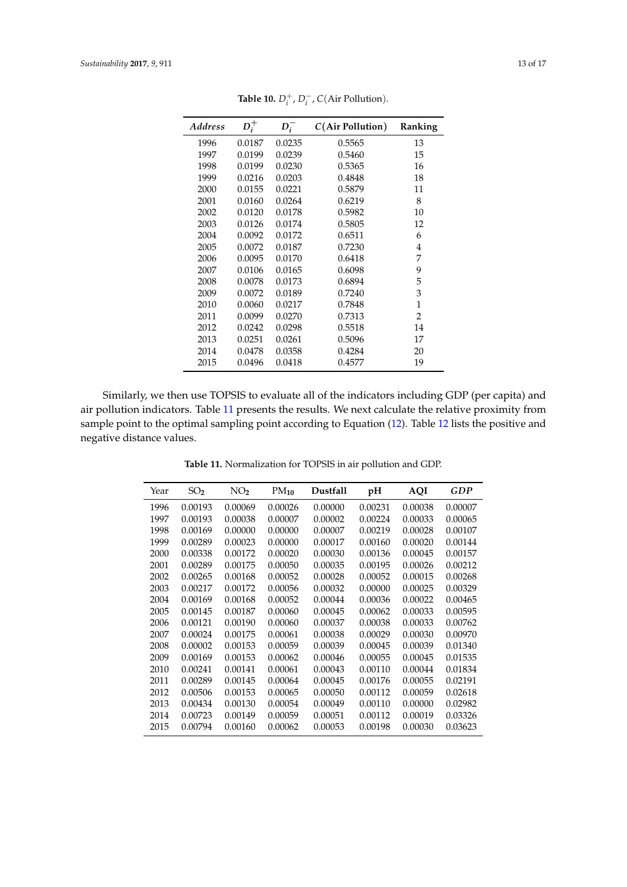**Table 10.** $D_i^+$, $D_i^-$, $C$(Air Pollution).

| *Address* | $D_i^+$ | $D_i^-$ | $C$(Air Pollution) | Ranking |
|---|---|---|---|---|
| 1996 | 0.0187 | 0.0235 | 0.5565 | 13 |
| 1997 | 0.0199 | 0.0239 | 0.5460 | 15 |
| 1998 | 0.0199 | 0.0230 | 0.5365 | 16 |
| 1999 | 0.0216 | 0.0203 | 0.4848 | 18 |
| 2000 | 0.0155 | 0.0221 | 0.5879 | 11 |
| 2001 | 0.0160 | 0.0264 | 0.6219 | 8 |
| 2002 | 0.0120 | 0.0178 | 0.5982 | 10 |
| 2003 | 0.0126 | 0.0174 | 0.5805 | 12 |
| 2004 | 0.0092 | 0.0172 | 0.6511 | 6 |
| 2005 | 0.0072 | 0.0187 | 0.7230 | 4 |
| 2006 | 0.0095 | 0.0170 | 0.6418 | 7 |
| 2007 | 0.0106 | 0.0165 | 0.6098 | 9 |
| 2008 | 0.0078 | 0.0173 | 0.6894 | 5 |
| 2009 | 0.0072 | 0.0189 | 0.7240 | 3 |
| 2010 | 0.0060 | 0.0217 | 0.7848 | 1 |
| 2011 | 0.0099 | 0.0270 | 0.7313 | 2 |
| 2012 | 0.0242 | 0.0298 | 0.5518 | 14 |
| 2013 | 0.0251 | 0.0261 | 0.5096 | 17 |
| 2014 | 0.0478 | 0.0358 | 0.4284 | 20 |
| 2015 | 0.0496 | 0.0418 | 0.4577 | 19 |

Similarly, we then use TOPSIS to evaluate all of the indicators including GDP (per capita) and air pollution indicators. Table 11 presents the results. We next calculate the relative proximity from sample point to the optimal sampling point according to Equation (12). Table 12 lists the positive and negative distance values.

**Table 11.** Normalization for TOPSIS in air pollution and GDP.

| Year | $SO_2$ | $NO_2$ | $PM_{10}$ | Dustfall | pH | AQI | *GDP* |
|---|---|---|---|---|---|---|---|
| 1996 | 0.00193 | 0.00069 | 0.00026 | 0.00000 | 0.00231 | 0.00038 | 0.00007 |
| 1997 | 0.00193 | 0.00038 | 0.00007 | 0.00002 | 0.00224 | 0.00033 | 0.00065 |
| 1998 | 0.00169 | 0.00000 | 0.00000 | 0.00007 | 0.00219 | 0.00028 | 0.00107 |
| 1999 | 0.00289 | 0.00023 | 0.00000 | 0.00017 | 0.00160 | 0.00020 | 0.00144 |
| 2000 | 0.00338 | 0.00172 | 0.00020 | 0.00030 | 0.00136 | 0.00045 | 0.00157 |
| 2001 | 0.00289 | 0.00175 | 0.00050 | 0.00035 | 0.00195 | 0.00026 | 0.00212 |
| 2002 | 0.00265 | 0.00168 | 0.00052 | 0.00028 | 0.00052 | 0.00015 | 0.00268 |
| 2003 | 0.00217 | 0.00172 | 0.00056 | 0.00032 | 0.00000 | 0.00025 | 0.00329 |
| 2004 | 0.00169 | 0.00168 | 0.00052 | 0.00044 | 0.00036 | 0.00022 | 0.00465 |
| 2005 | 0.00145 | 0.00187 | 0.00060 | 0.00045 | 0.00062 | 0.00033 | 0.00595 |
| 2006 | 0.00121 | 0.00190 | 0.00060 | 0.00037 | 0.00038 | 0.00033 | 0.00762 |
| 2007 | 0.00024 | 0.00175 | 0.00061 | 0.00038 | 0.00029 | 0.00030 | 0.00970 |
| 2008 | 0.00002 | 0.00153 | 0.00059 | 0.00039 | 0.00045 | 0.00039 | 0.01340 |
| 2009 | 0.00169 | 0.00153 | 0.00062 | 0.00046 | 0.00055 | 0.00045 | 0.01535 |
| 2010 | 0.00241 | 0.00141 | 0.00061 | 0.00043 | 0.00110 | 0.00044 | 0.01834 |
| 2011 | 0.00289 | 0.00145 | 0.00064 | 0.00045 | 0.00176 | 0.00055 | 0.02191 |
| 2012 | 0.00506 | 0.00153 | 0.00065 | 0.00050 | 0.00112 | 0.00059 | 0.02618 |
| 2013 | 0.00434 | 0.00130 | 0.00054 | 0.00049 | 0.00110 | 0.00000 | 0.02982 |
| 2014 | 0.00723 | 0.00149 | 0.00059 | 0.00051 | 0.00112 | 0.00019 | 0.03326 |
| 2015 | 0.00794 | 0.00160 | 0.00062 | 0.00053 | 0.00198 | 0.00030 | 0.03623 |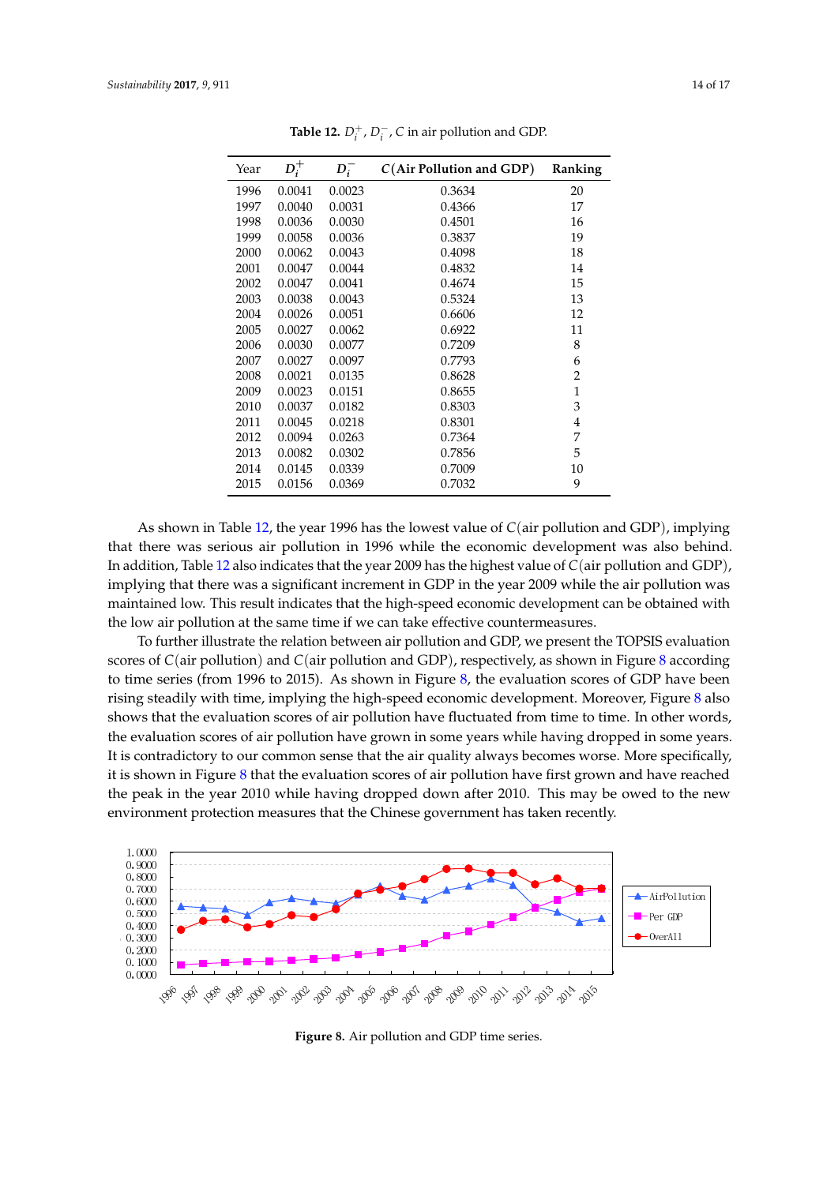**Table 12.** $D_i^+$, $D_i^-$, $C$ in air pollution and GDP.

| Year | $D_i^+$ | $D_i^-$ | $C$(Air Pollution and GDP) | Ranking |
|---|---|---|---|---|
| 1996 | 0.0041 | 0.0023 | 0.3634 | 20 |
| 1997 | 0.0040 | 0.0031 | 0.4366 | 17 |
| 1998 | 0.0036 | 0.0030 | 0.4501 | 16 |
| 1999 | 0.0058 | 0.0036 | 0.3837 | 19 |
| 2000 | 0.0062 | 0.0043 | 0.4098 | 18 |
| 2001 | 0.0047 | 0.0044 | 0.4832 | 14 |
| 2002 | 0.0047 | 0.0041 | 0.4674 | 15 |
| 2003 | 0.0038 | 0.0043 | 0.5324 | 13 |
| 2004 | 0.0026 | 0.0051 | 0.6606 | 12 |
| 2005 | 0.0027 | 0.0062 | 0.6922 | 11 |
| 2006 | 0.0030 | 0.0077 | 0.7209 | 8 |
| 2007 | 0.0027 | 0.0097 | 0.7793 | 6 |
| 2008 | 0.0021 | 0.0135 | 0.8628 | 2 |
| 2009 | 0.0023 | 0.0151 | 0.8655 | 1 |
| 2010 | 0.0037 | 0.0182 | 0.8303 | 3 |
| 2011 | 0.0045 | 0.0218 | 0.8301 | 4 |
| 2012 | 0.0094 | 0.0263 | 0.7364 | 7 |
| 2013 | 0.0082 | 0.0302 | 0.7856 | 5 |
| 2014 | 0.0145 | 0.0339 | 0.7009 | 10 |
| 2015 | 0.0156 | 0.0369 | 0.7032 | 9 |

As shown in Table 12, the year 1996 has the lowest value of $C$(air pollution and GDP), implying that there was serious air pollution in 1996 while the economic development was also behind. In addition, Table 12 also indicates that the year 2009 has the highest value of $C$(air pollution and GDP), implying that there was a significant increment in GDP in the year 2009 while the air pollution was maintained low. This result indicates that the high-speed economic development can be obtained with the low air pollution at the same time if we can take effective countermeasures.

To further illustrate the relation between air pollution and GDP, we present the TOPSIS evaluation scores of $C$(air pollution) and $C$(air pollution and GDP), respectively, as shown in Figure 8 according to time series (from 1996 to 2015). As shown in Figure 8, the evaluation scores of GDP have been rising steadily with time, implying the high-speed economic development. Moreover, Figure 8 also shows that the evaluation scores of air pollution have fluctuated from time to time. In other words, the evaluation scores of air pollution have grown in some years while having dropped in some years. It is contradictory to our common sense that the air quality always becomes worse. More specifically, it is shown in Figure 8 that the evaluation scores of air pollution have first grown and have reached the peak in the year 2010 while having dropped down after 2010. This may be owed to the new environment protection measures that the Chinese government has taken recently.

**Figure 8.** Air pollution and GDP time series.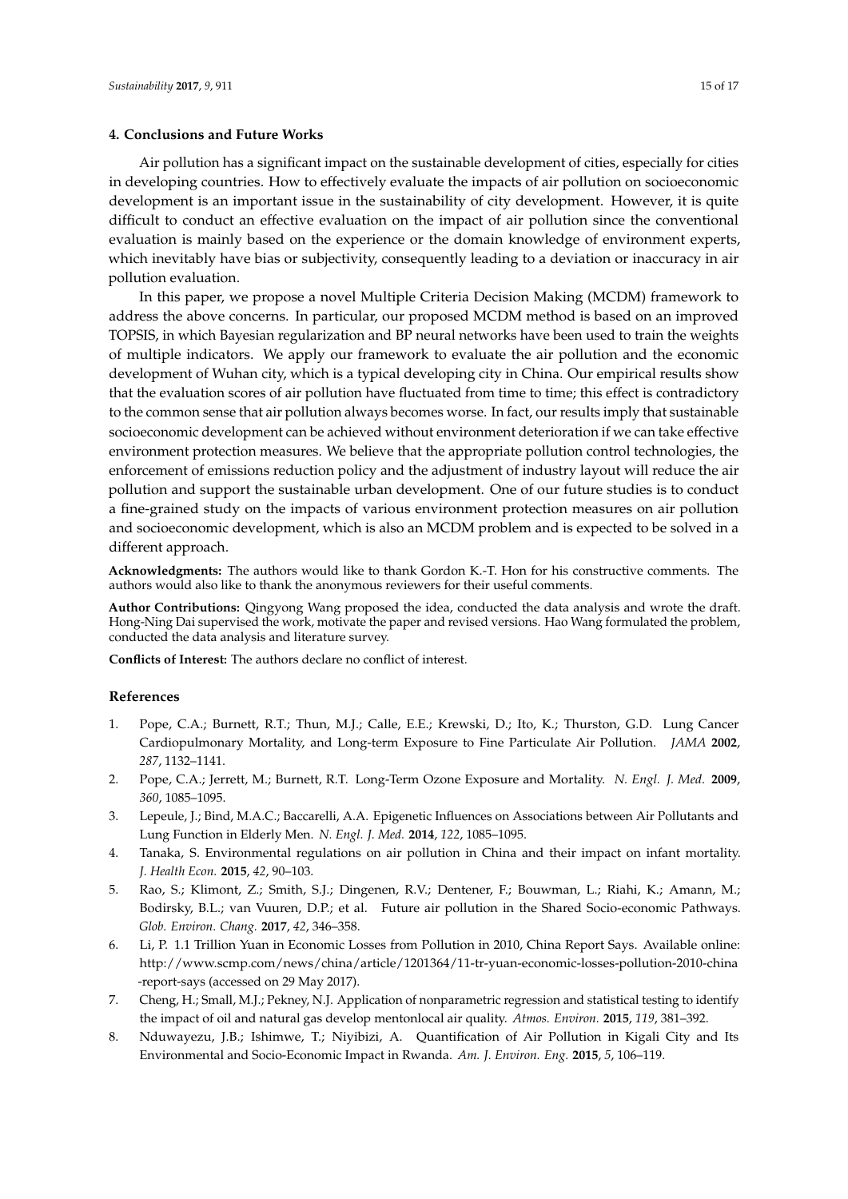## 4. Conclusions and Future Works

Air pollution has a significant impact on the sustainable development of cities, especially for cities in developing countries. How to effectively evaluate the impacts of air pollution on socioeconomic development is an important issue in the sustainability of city development. However, it is quite difficult to conduct an effective evaluation on the impact of air pollution since the conventional evaluation is mainly based on the experience or the domain knowledge of environment experts, which inevitably have bias or subjectivity, consequently leading to a deviation or inaccuracy in air pollution evaluation.

In this paper, we propose a novel Multiple Criteria Decision Making (MCDM) framework to address the above concerns. In particular, our proposed MCDM method is based on an improved TOPSIS, in which Bayesian regularization and BP neural networks have been used to train the weights of multiple indicators. We apply our framework to evaluate the air pollution and the economic development of Wuhan city, which is a typical developing city in China. Our empirical results show that the evaluation scores of air pollution have fluctuated from time to time; this effect is contradictory to the common sense that air pollution always becomes worse. In fact, our results imply that sustainable socioeconomic development can be achieved without environment deterioration if we can take effective environment protection measures. We believe that the appropriate pollution control technologies, the enforcement of emissions reduction policy and the adjustment of industry layout will reduce the air pollution and support the sustainable urban development. One of our future studies is to conduct a fine-grained study on the impacts of various environment protection measures on air pollution and socioeconomic development, which is also an MCDM problem and is expected to be solved in a different approach.

**Acknowledgments:** The authors would like to thank Gordon K.-T. Hon for his constructive comments. The authors would also like to thank the anonymous reviewers for their useful comments.

**Author Contributions:** Qingyong Wang proposed the idea, conducted the data analysis and wrote the draft. Hong-Ning Dai supervised the work, motivate the paper and revised versions. Hao Wang formulated the problem, conducted the data analysis and literature survey.

**Conflicts of Interest:** The authors declare no conflict of interest.

## References

1. Pope, C.A.; Burnett, R.T.; Thun, M.J.; Calle, E.E.; Krewski, D.; Ito, K.; Thurston, G.D. Lung Cancer Cardiopulmonary Mortality, and Long-term Exposure to Fine Particulate Air Pollution. *JAMA* **2002**, *287*, 1132–1141.
2. Pope, C.A.; Jerrett, M.; Burnett, R.T. Long-Term Ozone Exposure and Mortality. *N. Engl. J. Med.* **2009**, *360*, 1085–1095.
3. Lepeule, J.; Bind, M.A.C.; Baccarelli, A.A. Epigenetic Influences on Associations between Air Pollutants and Lung Function in Elderly Men. *N. Engl. J. Med.* **2014**, *122*, 1085–1095.
4. Tanaka, S. Environmental regulations on air pollution in China and their impact on infant mortality. *J. Health Econ.* **2015**, *42*, 90–103.
5. Rao, S.; Klimont, Z.; Smith, S.J.; Dingenen, R.V.; Dentener, F.; Bouwman, L.; Riahi, K.; Amann, M.; Bodirsky, B.L.; van Vuuren, D.P.; et al. Future air pollution in the Shared Socio-economic Pathways. *Glob. Environ. Chang.* **2017**, *42*, 346–358.
6. Li, P. 1.1 Trillion Yuan in Economic Losses from Pollution in 2010, China Report Says. Available online: http://www.scmp.com/news/china/article/1201364/11-tr-yuan-economic-losses-pollution-2010-china-report-says (accessed on 29 May 2017).
7. Cheng, H.; Small, M.J.; Pekney, N.J. Application of nonparametric regression and statistical testing to identify the impact of oil and natural gas develop mentonlocal air quality. *Atmos. Environ.* **2015**, *119*, 381–392.
8. Nduwayezu, J.B.; Ishimwe, T.; Niyibizi, A. Quantification of Air Pollution in Kigali City and Its Environmental and Socio-Economic Impact in Rwanda. *Am. J. Environ. Eng.* **2015**, *5*, 106–119.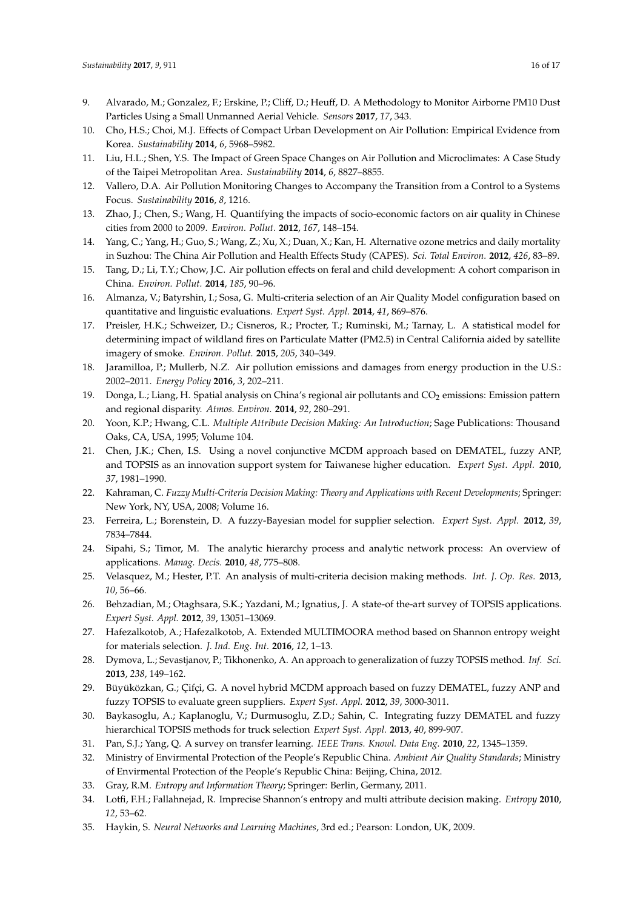9. Alvarado, M.; Gonzalez, F.; Erskine, P.; Cliff, D.; Heuff, D. A Methodology to Monitor Airborne PM10 Dust Particles Using a Small Unmanned Aerial Vehicle. *Sensors* **2017**, *17*, 343.
10. Cho, H.S.; Choi, M.J. Effects of Compact Urban Development on Air Pollution: Empirical Evidence from Korea. *Sustainability* **2014**, *6*, 5968–5982.
11. Liu, H.L.; Shen, Y.S. The Impact of Green Space Changes on Air Pollution and Microclimates: A Case Study of the Taipei Metropolitan Area. *Sustainability* **2014**, *6*, 8827–8855.
12. Vallero, D.A. Air Pollution Monitoring Changes to Accompany the Transition from a Control to a Systems Focus. *Sustainability* **2016**, *8*, 1216.
13. Zhao, J.; Chen, S.; Wang, H. Quantifying the impacts of socio-economic factors on air quality in Chinese cities from 2000 to 2009. *Environ. Pollut.* **2012**, *167*, 148–154.
14. Yang, C.; Yang, H.; Guo, S.; Wang, Z.; Xu, X.; Duan, X.; Kan, H. Alternative ozone metrics and daily mortality in Suzhou: The China Air Pollution and Health Effects Study (CAPES). *Sci. Total Environ.* **2012**, *426*, 83–89.
15. Tang, D.; Li, T.Y.; Chow, J.C. Air pollution effects on feral and child development: A cohort comparison in China. *Environ. Pollut.* **2014**, *185*, 90–96.
16. Almanza, V.; Batyrshin, I.; Sosa, G. Multi-criteria selection of an Air Quality Model configuration based on quantitative and linguistic evaluations. *Expert Syst. Appl.* **2014**, *41*, 869–876.
17. Preisler, H.K.; Schweizer, D.; Cisneros, R.; Procter, T.; Ruminski, M.; Tarnay, L. A statistical model for determining impact of wildland fires on Particulate Matter (PM2.5) in Central California aided by satellite imagery of smoke. *Environ. Pollut.* **2015**, *205*, 340–349.
18. Jaramilloa, P.; Mullerb, N.Z. Air pollution emissions and damages from energy production in the U.S.: 2002–2011. *Energy Policy* **2016**, *3*, 202–211.
19. Donga, L.; Liang, H. Spatial analysis on China's regional air pollutants and $CO_2$ emissions: Emission pattern and regional disparity. *Atmos. Environ.* **2014**, *92*, 280–291.
20. Yoon, K.P.; Hwang, C.L. *Multiple Attribute Decision Making: An Introduction*; Sage Publications: Thousand Oaks, CA, USA, 1995; Volume 104.
21. Chen, J.K.; Chen, I.S. Using a novel conjunctive MCDM approach based on DEMATEL, fuzzy ANP, and TOPSIS as an innovation support system for Taiwanese higher education. *Expert Syst. Appl.* **2010**, *37*, 1981–1990.
22. Kahraman, C. *Fuzzy Multi-Criteria Decision Making: Theory and Applications with Recent Developments*; Springer: New York, NY, USA, 2008; Volume 16.
23. Ferreira, L.; Borenstein, D. A fuzzy-Bayesian model for supplier selection. *Expert Syst. Appl.* **2012**, *39*, 7834–7844.
24. Sipahi, S.; Timor, M. The analytic hierarchy process and analytic network process: An overview of applications. *Manag. Decis.* **2010**, *48*, 775–808.
25. Velasquez, M.; Hester, P.T. An analysis of multi-criteria decision making methods. *Int. J. Op. Res.* **2013**, *10*, 56–66.
26. Behzadian, M.; Otaghsara, S.K.; Yazdani, M.; Ignatius, J. A state-of-the-art survey of TOPSIS applications. *Expert Syst. Appl.* **2012**, *39*, 13051–13069.
27. Hafezalkotob, A.; Hafezalkotob, A. Extended MULTIMOORA method based on Shannon entropy weight for materials selection. *J. Ind. Eng. Int.* **2016**, *12*, 1–13.
28. Dymova, L.; Sevastjanov, P.; Tikhonenko, A. An approach to generalization of fuzzy TOPSIS method. *Inf. Sci.* **2013**, *238*, 149–162.
29. Büyüközkan, G.; Çifçi, G. A novel hybrid MCDM approach based on fuzzy DEMATEL, fuzzy ANP and fuzzy TOPSIS to evaluate green suppliers. *Expert Syst. Appl.* **2012**, *39*, 3000-3011.
30. Baykasoglu, A.; Kaplanoglu, V.; Durmusoglu, Z.D.; Sahin, C. Integrating fuzzy DEMATEL and fuzzy hierarchical TOPSIS methods for truck selection *Expert Syst. Appl.* **2013**, *40*, 899-907.
31. Pan, S.J.; Yang, Q. A survey on transfer learning. *IEEE Trans. Knowl. Data Eng.* **2010**, *22*, 1345–1359.
32. Ministry of Envirmental Protection of the People's Republic China. *Ambient Air Quality Standards*; Ministry of Envirmental Protection of the People's Republic China: Beijing, China, 2012.
33. Gray, R.M. *Entropy and Information Theory*; Springer: Berlin, Germany, 2011.
34. Lotfi, F.H.; Fallahnejad, R. Imprecise Shannon's entropy and multi attribute decision making. *Entropy* **2010**, *12*, 53–62.
35. Haykin, S. *Neural Networks and Learning Machines*, 3rd ed.; Pearson: London, UK, 2009.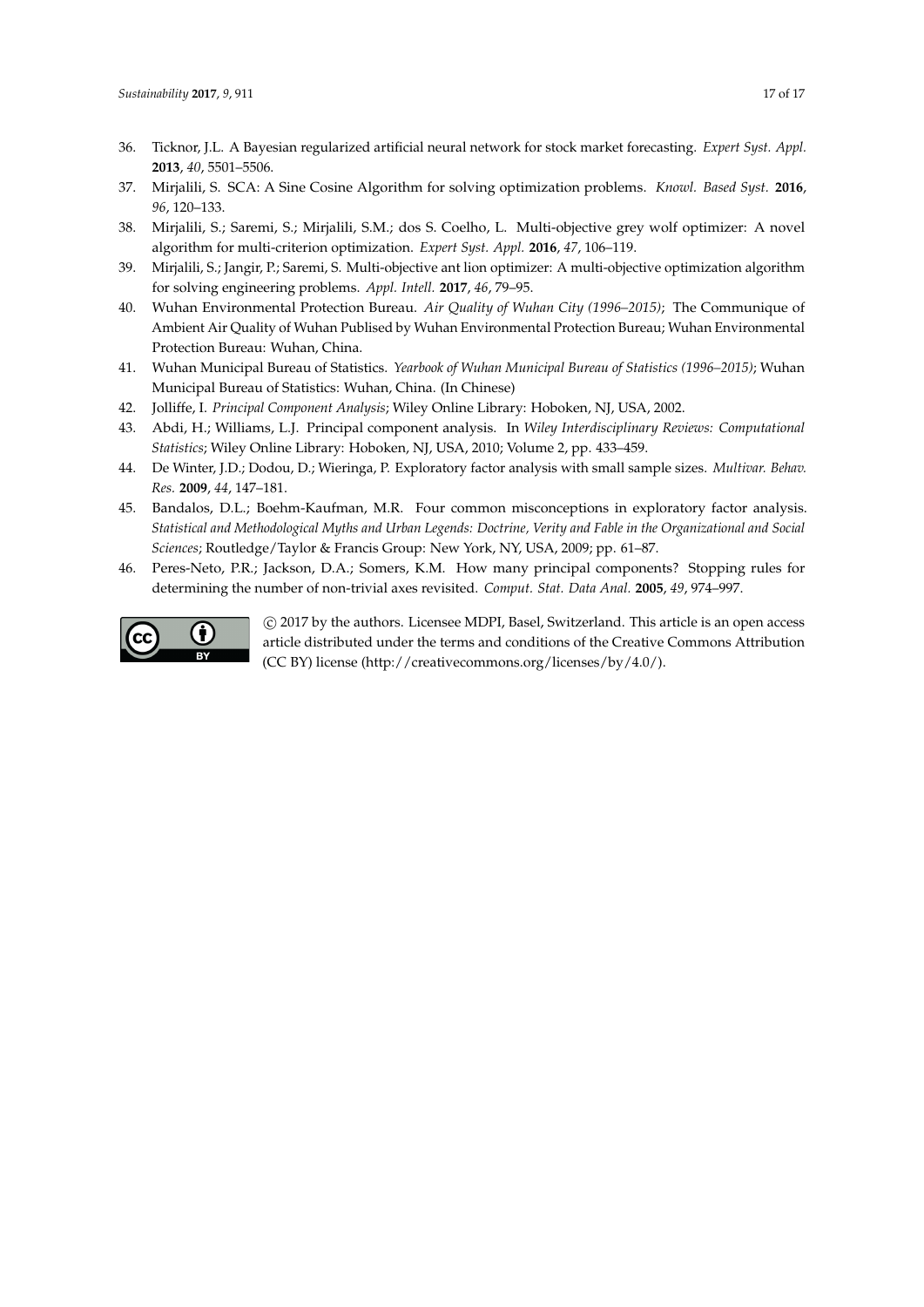36. Ticknor, J.L. A Bayesian regularized artificial neural network for stock market forecasting. *Expert Syst. Appl.* **2013**, *40*, 5501–5506.
37. Mirjalili, S. SCA: A Sine Cosine Algorithm for solving optimization problems. *Knowl. Based Syst.* **2016**, *96*, 120–133.
38. Mirjalili, S.; Saremi, S.; Mirjalili, S.M.; dos S. Coelho, L. Multi-objective grey wolf optimizer: A novel algorithm for multi-criterion optimization. *Expert Syst. Appl.* **2016**, *47*, 106–119.
39. Mirjalili, S.; Jangir, P.; Saremi, S. Multi-objective ant lion optimizer: A multi-objective optimization algorithm for solving engineering problems. *Appl. Intell.* **2017**, *46*, 79–95.
40. Wuhan Environmental Protection Bureau. *Air Quality of Wuhan City (1996–2015)*; The Communique of Ambient Air Quality of Wuhan Publised by Wuhan Environmental Protection Bureau; Wuhan Environmental Protection Bureau: Wuhan, China.
41. Wuhan Municipal Bureau of Statistics. *Yearbook of Wuhan Municipal Bureau of Statistics (1996–2015)*; Wuhan Municipal Bureau of Statistics: Wuhan, China. (In Chinese)
42. Jolliffe, I. *Principal Component Analysis*; Wiley Online Library: Hoboken, NJ, USA, 2002.
43. Abdi, H.; Williams, L.J. Principal component analysis. In *Wiley Interdisciplinary Reviews: Computational Statistics*; Wiley Online Library: Hoboken, NJ, USA, 2010; Volume 2, pp. 433–459.
44. De Winter, J.D.; Dodou, D.; Wieringa, P. Exploratory factor analysis with small sample sizes. *Multivar. Behav. Res.* **2009**, *44*, 147–181.
45. Bandalos, D.L.; Boehm-Kaufman, M.R. Four common misconceptions in exploratory factor analysis. *Statistical and Methodological Myths and Urban Legends: Doctrine, Verity and Fable in the Organizational and Social Sciences*; Routledge/Taylor & Francis Group: New York, NY, USA, 2009; pp. 61–87.
46. Peres-Neto, P.R.; Jackson, D.A.; Somers, K.M. How many principal components? Stopping rules for determining the number of non-trivial axes revisited. *Comput. Stat. Data Anal.* **2005**, *49*, 974–997.

© 2017 by the authors. Licensee MDPI, Basel, Switzerland. This article is an open access article distributed under the terms and conditions of the Creative Commons Attribution (CC BY) license (http://creativecommons.org/licenses/by/4.0/).